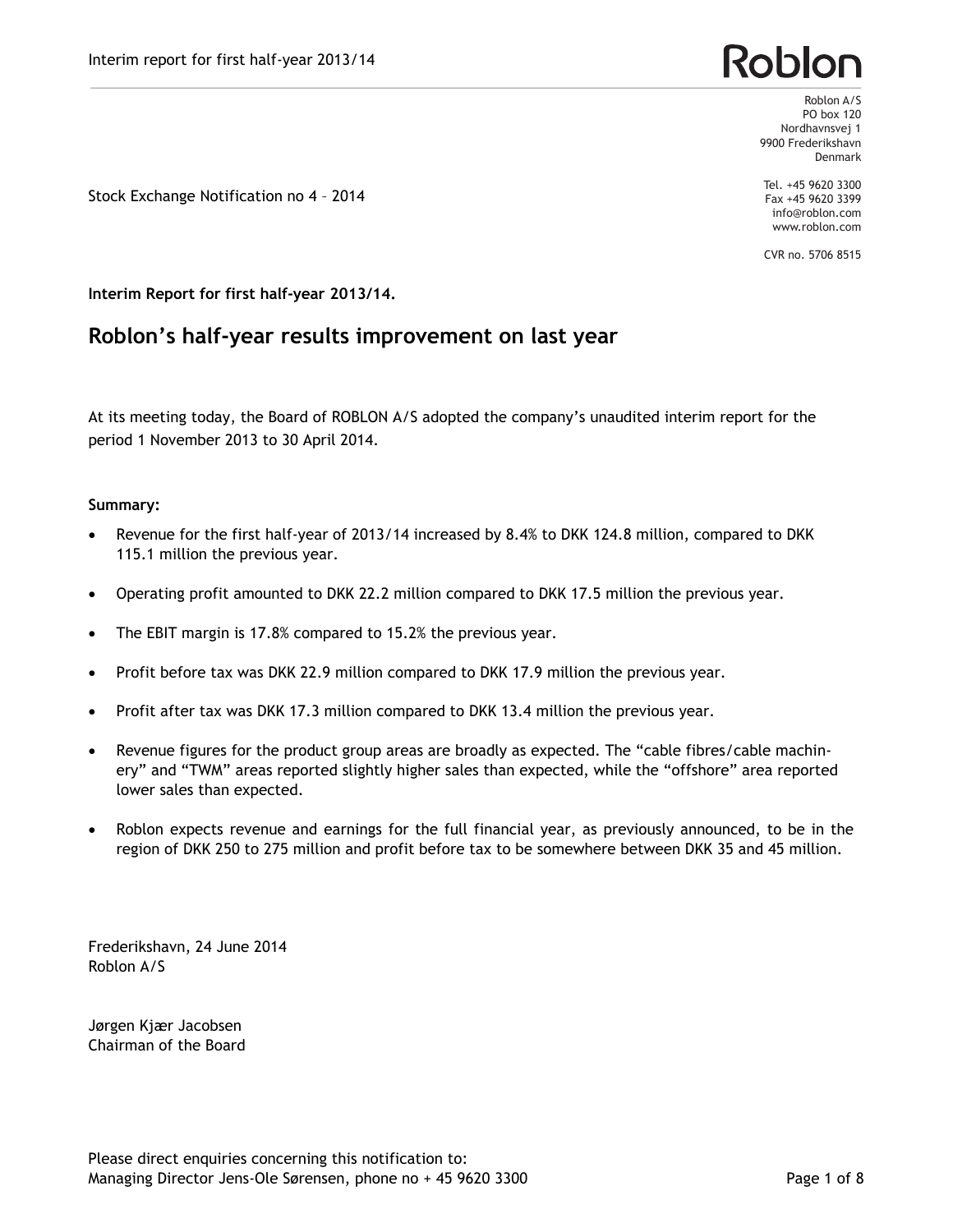Roblon

Roblon A/S
PO box 120
Nordhavnsvej 1
9900 Frederikshavn
Denmark

Tel. +45 9620 3300
Fax +45 9620 3399
info@roblon.com
www.roblon.com

CVR no. 5706 8515

Stock Exchange Notification no 4 – 2014

**Interim Report for first half-year 2013/14.**

## Roblon's half-year results improvement on last year

At its meeting today, the Board of ROBLON A/S adopted the company's unaudited interim report for the period 1 November 2013 to 30 April 2014.

**Summary:**

- Revenue for the first half-year of 2013/14 increased by 8.4% to DKK 124.8 million, compared to DKK 115.1 million the previous year.
- Operating profit amounted to DKK 22.2 million compared to DKK 17.5 million the previous year.
- The EBIT margin is 17.8% compared to 15.2% the previous year.
- Profit before tax was DKK 22.9 million compared to DKK 17.9 million the previous year.
- Profit after tax was DKK 17.3 million compared to DKK 13.4 million the previous year.
- Revenue figures for the product group areas are broadly as expected. The "cable fibres/cable machinery" and "TWM" areas reported slightly higher sales than expected, while the "offshore" area reported lower sales than expected.
- Roblon expects revenue and earnings for the full financial year, as previously announced, to be in the region of DKK 250 to 275 million and profit before tax to be somewhere between DKK 35 and 45 million.

Frederikshavn, 24 June 2014
Roblon A/S

Jørgen Kjær Jacobsen
Chairman of the Board

Please direct enquiries concerning this notification to:
Managing Director Jens-Ole Sørensen, phone no + 45 9620 3300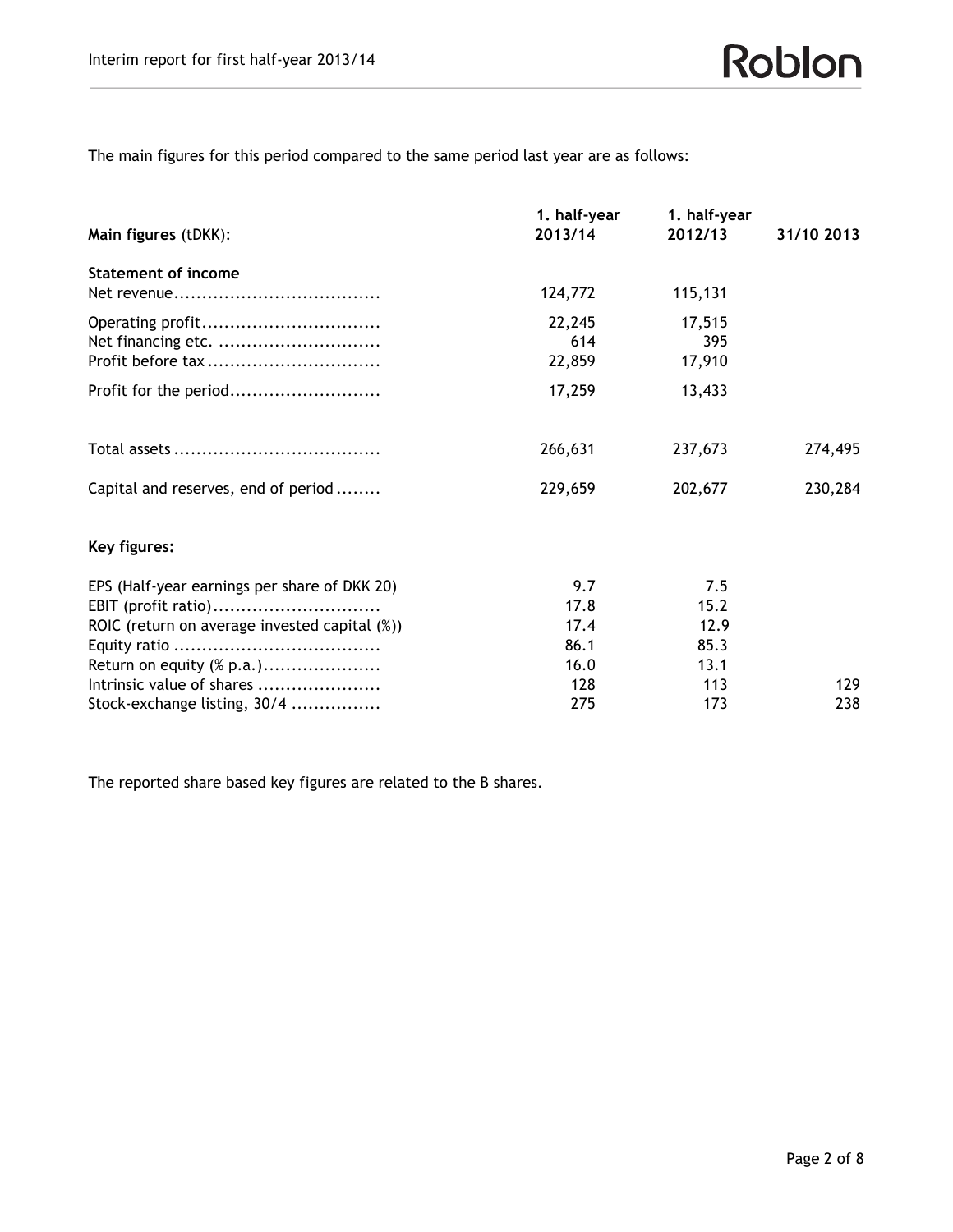The main figures for this period compared to the same period last year are as follows:

| **Main figures** (tDKK): | **1. half-year 2013/14** | **1. half-year 2012/13** | **31/10 2013** |
|---|---|---|---|
| **Statement of income** | | | |
| Net revenue.................................... | 124,772 | 115,131 | |
| Operating profit............................... | 22,245 | 17,515 | |
| Net financing etc. ............................ | 614 | 395 | |
| Profit before tax .............................. | 22,859 | 17,910 | |
| Profit for the period.......................... | 17,259 | 13,433 | |
| Total assets .................................... | 266,631 | 237,673 | 274,495 |
| Capital and reserves, end of period ........ | 229,659 | 202,677 | 230,284 |
| **Key figures:** | | | |
| EPS (Half-year earnings per share of DKK 20) | 9.7 | 7.5 | |
| EBIT (profit ratio)............................. | 17.8 | 15.2 | |
| ROIC (return on average invested capital (%)) | 17.4 | 12.9 | |
| Equity ratio .................................... | 86.1 | 85.3 | |
| Return on equity (% p.a.)..................... | 16.0 | 13.1 | |
| Intrinsic value of shares ...................... | 128 | 113 | 129 |
| Stock-exchange listing, 30/4 ................ | 275 | 173 | 238 |

The reported share based key figures are related to the B shares.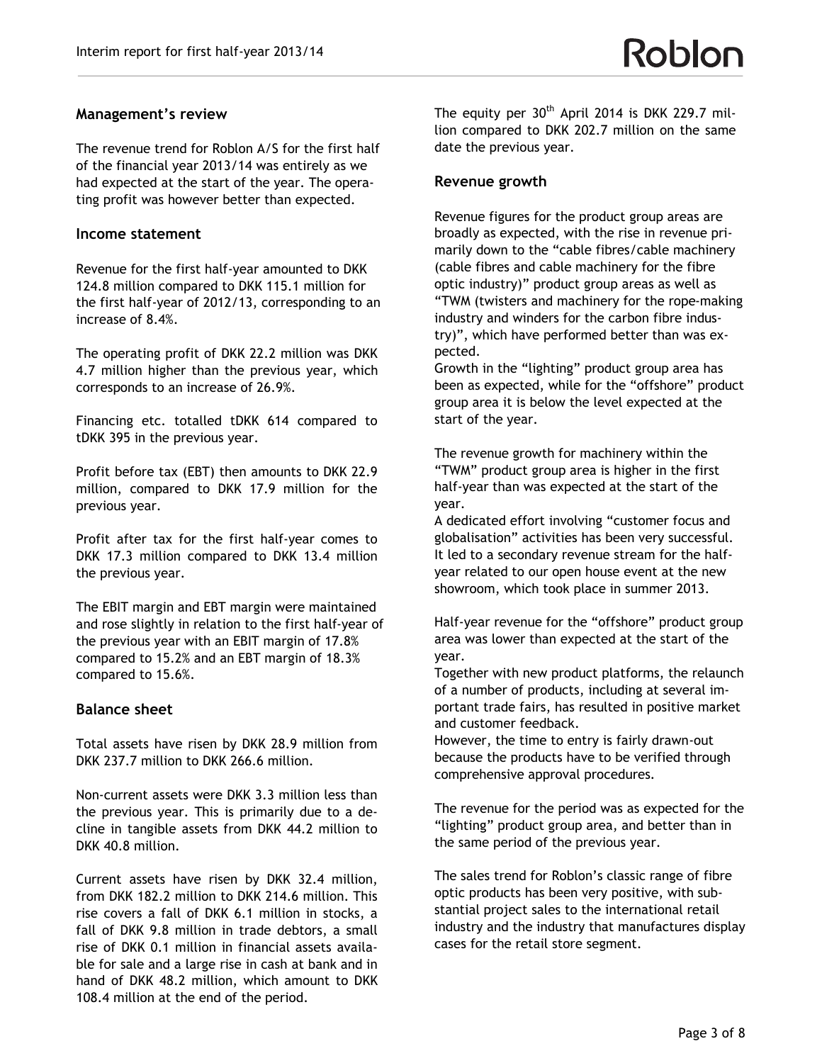## Management's review

The revenue trend for Roblon A/S for the first half of the financial year 2013/14 was entirely as we had expected at the start of the year. The operating profit was however better than expected.

### Income statement

Revenue for the first half-year amounted to DKK 124.8 million compared to DKK 115.1 million for the first half-year of 2012/13, corresponding to an increase of 8.4%.

The operating profit of DKK 22.2 million was DKK 4.7 million higher than the previous year, which corresponds to an increase of 26.9%.

Financing etc. totalled tDKK 614 compared to tDKK 395 in the previous year.

Profit before tax (EBT) then amounts to DKK 22.9 million, compared to DKK 17.9 million for the previous year.

Profit after tax for the first half-year comes to DKK 17.3 million compared to DKK 13.4 million the previous year.

The EBIT margin and EBT margin were maintained and rose slightly in relation to the first half-year of the previous year with an EBIT margin of 17.8% compared to 15.2% and an EBT margin of 18.3% compared to 15.6%.

### Balance sheet

Total assets have risen by DKK 28.9 million from DKK 237.7 million to DKK 266.6 million.

Non-current assets were DKK 3.3 million less than the previous year. This is primarily due to a decline in tangible assets from DKK 44.2 million to DKK 40.8 million.

Current assets have risen by DKK 32.4 million, from DKK 182.2 million to DKK 214.6 million. This rise covers a fall of DKK 6.1 million in stocks, a fall of DKK 9.8 million in trade debtors, a small rise of DKK 0.1 million in financial assets available for sale and a large rise in cash at bank and in hand of DKK 48.2 million, which amount to DKK 108.4 million at the end of the period.

The equity per 30th April 2014 is DKK 229.7 million compared to DKK 202.7 million on the same date the previous year.

### Revenue growth

Revenue figures for the product group areas are broadly as expected, with the rise in revenue primarily down to the "cable fibres/cable machinery (cable fibres and cable machinery for the fibre optic industry)" product group areas as well as "TWM (twisters and machinery for the rope-making industry and winders for the carbon fibre industry)", which have performed better than was expected.
Growth in the "lighting" product group area has been as expected, while for the "offshore" product group area it is below the level expected at the start of the year.

The revenue growth for machinery within the "TWM" product group area is higher in the first half-year than was expected at the start of the year.
A dedicated effort involving "customer focus and globalisation" activities has been very successful. It led to a secondary revenue stream for the half-year related to our open house event at the new showroom, which took place in summer 2013.

Half-year revenue for the "offshore" product group area was lower than expected at the start of the year.
Together with new product platforms, the relaunch of a number of products, including at several important trade fairs, has resulted in positive market and customer feedback.
However, the time to entry is fairly drawn-out because the products have to be verified through comprehensive approval procedures.

The revenue for the period was as expected for the "lighting" product group area, and better than in the same period of the previous year.

The sales trend for Roblon's classic range of fibre optic products has been very positive, with substantial project sales to the international retail industry and the industry that manufactures display cases for the retail store segment.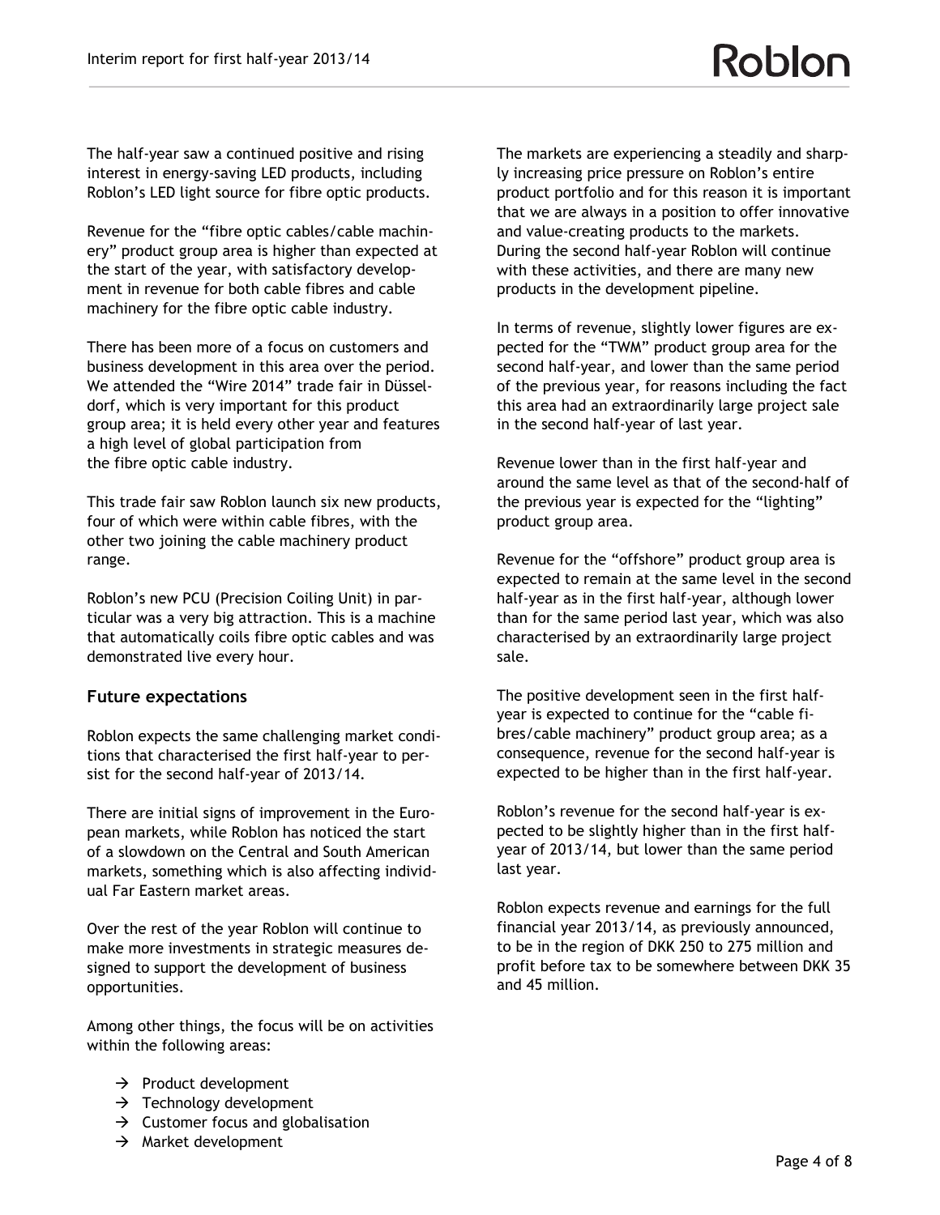The half-year saw a continued positive and rising interest in energy-saving LED products, including Roblon's LED light source for fibre optic products.

Revenue for the "fibre optic cables/cable machinery" product group area is higher than expected at the start of the year, with satisfactory development in revenue for both cable fibres and cable machinery for the fibre optic cable industry.

There has been more of a focus on customers and business development in this area over the period. We attended the "Wire 2014" trade fair in Düsseldorf, which is very important for this product group area; it is held every other year and features a high level of global participation from the fibre optic cable industry.

This trade fair saw Roblon launch six new products, four of which were within cable fibres, with the other two joining the cable machinery product range.

Roblon's new PCU (Precision Coiling Unit) in particular was a very big attraction. This is a machine that automatically coils fibre optic cables and was demonstrated live every hour.

### Future expectations

Roblon expects the same challenging market conditions that characterised the first half-year to persist for the second half-year of 2013/14.

There are initial signs of improvement in the European markets, while Roblon has noticed the start of a slowdown on the Central and South American markets, something which is also affecting individual Far Eastern market areas.

Over the rest of the year Roblon will continue to make more investments in strategic measures designed to support the development of business opportunities.

Among other things, the focus will be on activities within the following areas:

- → Product development
- → Technology development
- → Customer focus and globalisation
- → Market development

The markets are experiencing a steadily and sharply increasing price pressure on Roblon's entire product portfolio and for this reason it is important that we are always in a position to offer innovative and value-creating products to the markets. During the second half-year Roblon will continue with these activities, and there are many new products in the development pipeline.

In terms of revenue, slightly lower figures are expected for the "TWM" product group area for the second half-year, and lower than the same period of the previous year, for reasons including the fact this area had an extraordinarily large project sale in the second half-year of last year.

Revenue lower than in the first half-year and around the same level as that of the second-half of the previous year is expected for the "lighting" product group area.

Revenue for the "offshore" product group area is expected to remain at the same level in the second half-year as in the first half-year, although lower than for the same period last year, which was also characterised by an extraordinarily large project sale.

The positive development seen in the first half-year is expected to continue for the "cable fibres/cable machinery" product group area; as a consequence, revenue for the second half-year is expected to be higher than in the first half-year.

Roblon's revenue for the second half-year is expected to be slightly higher than in the first half-year of 2013/14, but lower than the same period last year.

Roblon expects revenue and earnings for the full financial year 2013/14, as previously announced, to be in the region of DKK 250 to 275 million and profit before tax to be somewhere between DKK 35 and 45 million.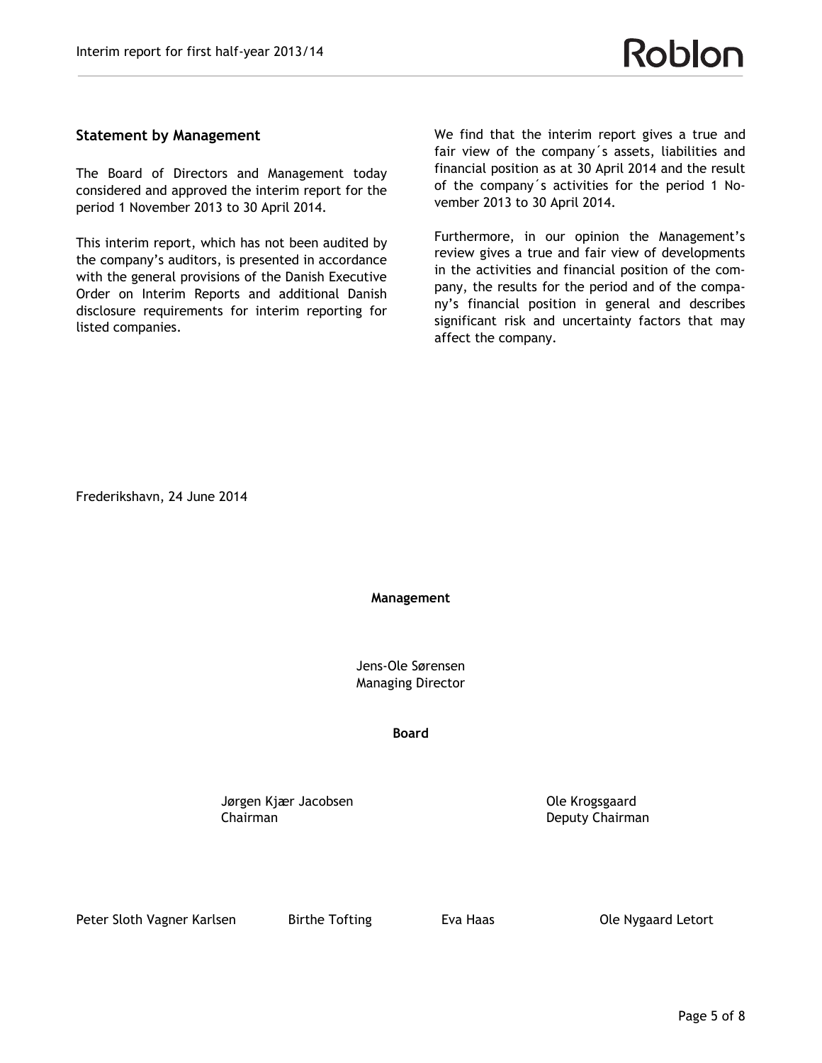## Statement by Management

The Board of Directors and Management today considered and approved the interim report for the period 1 November 2013 to 30 April 2014.

This interim report, which has not been audited by the company's auditors, is presented in accordance with the general provisions of the Danish Executive Order on Interim Reports and additional Danish disclosure requirements for interim reporting for listed companies.

We find that the interim report gives a true and fair view of the company´s assets, liabilities and financial position as at 30 April 2014 and the result of the company´s activities for the period 1 November 2013 to 30 April 2014.

Furthermore, in our opinion the Management's review gives a true and fair view of developments in the activities and financial position of the company, the results for the period and of the company's financial position in general and describes significant risk and uncertainty factors that may affect the company.

Frederikshavn, 24 June 2014

**Management**

Jens-Ole Sørensen
Managing Director

**Board**

Jørgen Kjær Jacobsen
Chairman

Ole Krogsgaard
Deputy Chairman

Peter Sloth Vagner Karlsen

Birthe Tofting

Eva Haas

Ole Nygaard Letort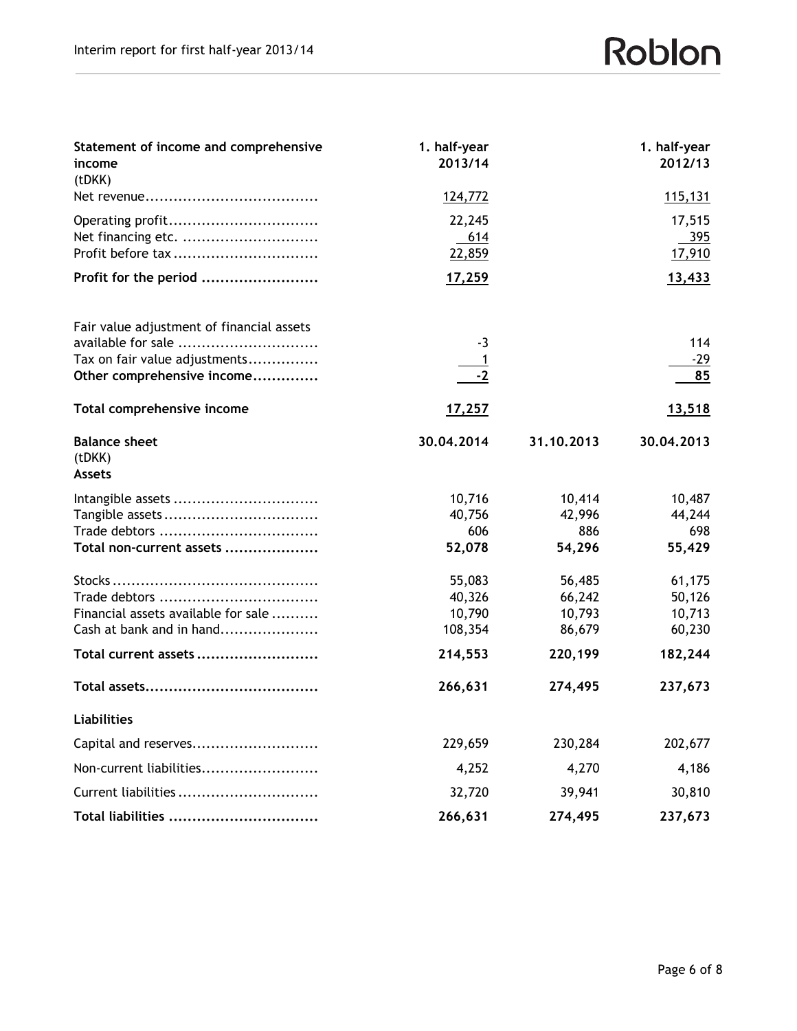| Statement of income and comprehensive income (tDKK) | 1. half-year 2013/14 | 1. half-year 2012/13 |
|---|---|---|
| Net revenue | 124,772 | 115,131 |
| Operating profit | 22,245 | 17,515 |
| Net financing etc. | 614 | 395 |
| Profit before tax | 22,859 | 17,910 |
| **Profit for the period** | **17,259** | **13,433** |
| Fair value adjustment of financial assets available for sale | -3 | 114 |
| Tax on fair value adjustments | 1 | -29 |
| **Other comprehensive income** | **-2** | **85** |
| **Total comprehensive income** | **17,257** | **13,518** |

| Balance sheet (tDKK) | 30.04.2014 | 31.10.2013 | 30.04.2013 |
|---|---|---|---|
| **Assets** | | | |
| Intangible assets | 10,716 | 10,414 | 10,487 |
| Tangible assets | 40,756 | 42,996 | 44,244 |
| Trade debtors | 606 | 886 | 698 |
| **Total non-current assets** | **52,078** | **54,296** | **55,429** |
| Stocks | 55,083 | 56,485 | 61,175 |
| Trade debtors | 40,326 | 66,242 | 50,126 |
| Financial assets available for sale | 10,790 | 10,793 | 10,713 |
| Cash at bank and in hand | 108,354 | 86,679 | 60,230 |
| **Total current assets** | **214,553** | **220,199** | **182,244** |
| **Total assets** | **266,631** | **274,495** | **237,673** |
| **Liabilities** | | | |
| Capital and reserves | 229,659 | 230,284 | 202,677 |
| Non-current liabilities | 4,252 | 4,270 | 4,186 |
| Current liabilities | 32,720 | 39,941 | 30,810 |
| **Total liabilities** | **266,631** | **274,495** | **237,673** |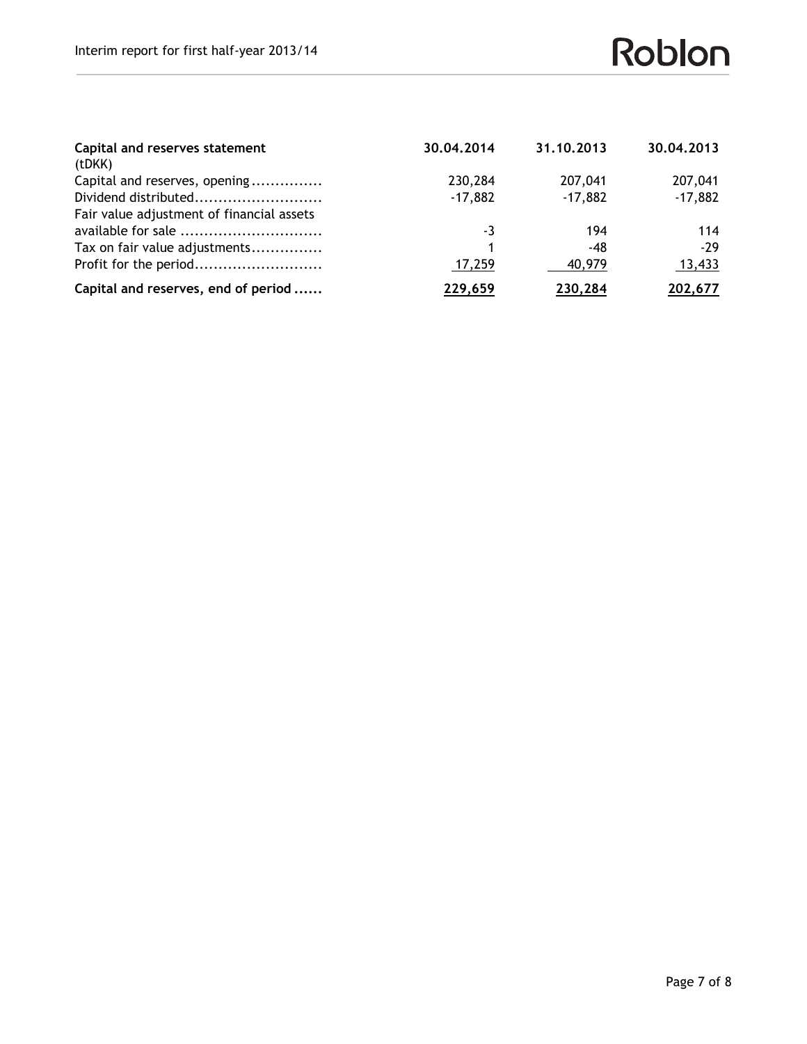| Capital and reserves statement (tDKK) | 30.04.2014 | 31.10.2013 | 30.04.2013 |
|---|---|---|---|
| Capital and reserves, opening | 230,284 | 207,041 | 207,041 |
| Dividend distributed | -17,882 | -17,882 | -17,882 |
| Fair value adjustment of financial assets available for sale | -3 | 194 | 114 |
| Tax on fair value adjustments | 1 | -48 | -29 |
| Profit for the period | 17,259 | 40,979 | 13,433 |
| **Capital and reserves, end of period** | **229,659** | **230,284** | **202,677** |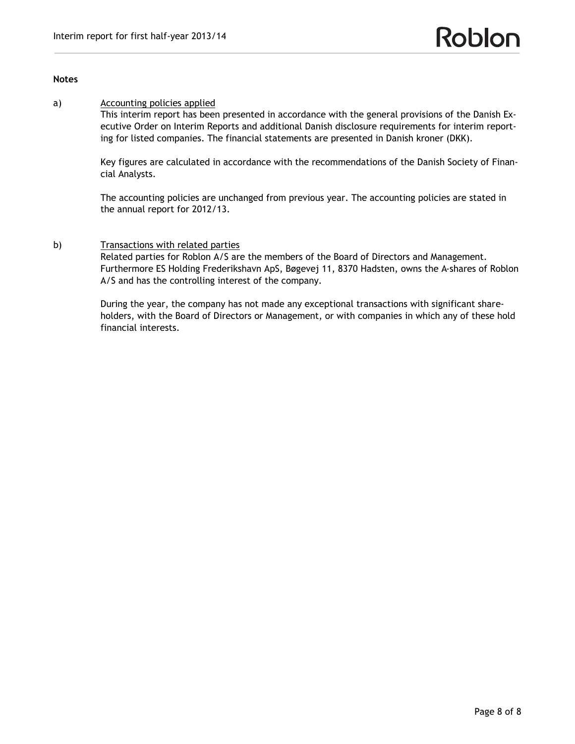**Notes**

a) Accounting policies applied

This interim report has been presented in accordance with the general provisions of the Danish Executive Order on Interim Reports and additional Danish disclosure requirements for interim reporting for listed companies. The financial statements are presented in Danish kroner (DKK).

Key figures are calculated in accordance with the recommendations of the Danish Society of Financial Analysts.

The accounting policies are unchanged from previous year. The accounting policies are stated in the annual report for 2012/13.

b) Transactions with related parties

Related parties for Roblon A/S are the members of the Board of Directors and Management. Furthermore ES Holding Frederikshavn ApS, Bøgevej 11, 8370 Hadsten, owns the A-shares of Roblon A/S and has the controlling interest of the company.

During the year, the company has not made any exceptional transactions with significant shareholders, with the Board of Directors or Management, or with companies in which any of these hold financial interests.